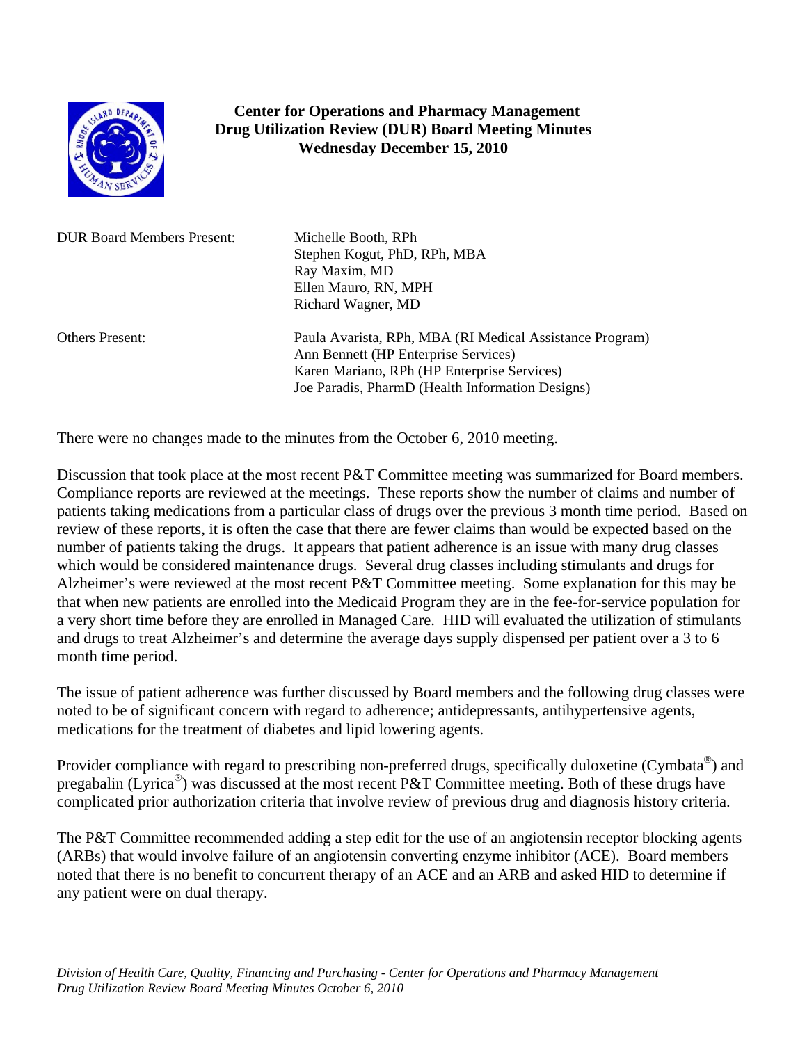**Center for Operations and Pharmacy Management**
**Drug Utilization Review (DUR) Board Meeting Minutes**
**Wednesday December 15, 2010**

| | |
|---|---|
| DUR Board Members Present: | Michelle Booth, RPh<br>Stephen Kogut, PhD, RPh, MBA<br>Ray Maxim, MD<br>Ellen Mauro, RN, MPH<br>Richard Wagner, MD |
| Others Present: | Paula Avarista, RPh, MBA (RI Medical Assistance Program)<br>Ann Bennett (HP Enterprise Services)<br>Karen Mariano, RPh (HP Enterprise Services)<br>Joe Paradis, PharmD (Health Information Designs) |

There were no changes made to the minutes from the October 6, 2010 meeting.

Discussion that took place at the most recent P&T Committee meeting was summarized for Board members. Compliance reports are reviewed at the meetings. These reports show the number of claims and number of patients taking medications from a particular class of drugs over the previous 3 month time period. Based on review of these reports, it is often the case that there are fewer claims than would be expected based on the number of patients taking the drugs. It appears that patient adherence is an issue with many drug classes which would be considered maintenance drugs. Several drug classes including stimulants and drugs for Alzheimer's were reviewed at the most recent P&T Committee meeting. Some explanation for this may be that when new patients are enrolled into the Medicaid Program they are in the fee-for-service population for a very short time before they are enrolled in Managed Care. HID will evaluated the utilization of stimulants and drugs to treat Alzheimer's and determine the average days supply dispensed per patient over a 3 to 6 month time period.

The issue of patient adherence was further discussed by Board members and the following drug classes were noted to be of significant concern with regard to adherence; antidepressants, antihypertensive agents, medications for the treatment of diabetes and lipid lowering agents.

Provider compliance with regard to prescribing non-preferred drugs, specifically duloxetine (Cymbata®) and pregabalin (Lyrica®) was discussed at the most recent P&T Committee meeting. Both of these drugs have complicated prior authorization criteria that involve review of previous drug and diagnosis history criteria.

The P&T Committee recommended adding a step edit for the use of an angiotensin receptor blocking agents (ARBs) that would involve failure of an angiotensin converting enzyme inhibitor (ACE). Board members noted that there is no benefit to concurrent therapy of an ACE and an ARB and asked HID to determine if any patient were on dual therapy.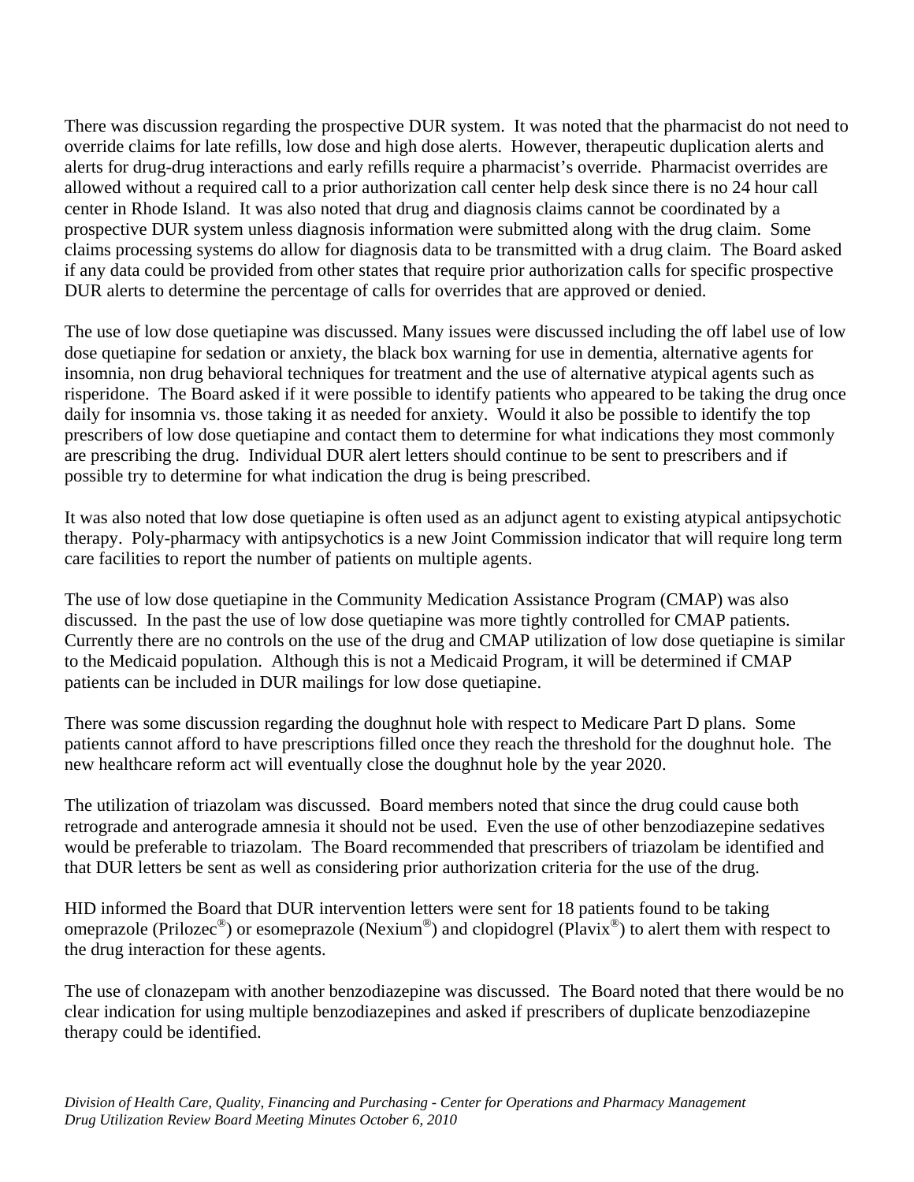There was discussion regarding the prospective DUR system. It was noted that the pharmacist do not need to override claims for late refills, low dose and high dose alerts. However, therapeutic duplication alerts and alerts for drug-drug interactions and early refills require a pharmacist's override. Pharmacist overrides are allowed without a required call to a prior authorization call center help desk since there is no 24 hour call center in Rhode Island. It was also noted that drug and diagnosis claims cannot be coordinated by a prospective DUR system unless diagnosis information were submitted along with the drug claim. Some claims processing systems do allow for diagnosis data to be transmitted with a drug claim. The Board asked if any data could be provided from other states that require prior authorization calls for specific prospective DUR alerts to determine the percentage of calls for overrides that are approved or denied.

The use of low dose quetiapine was discussed. Many issues were discussed including the off label use of low dose quetiapine for sedation or anxiety, the black box warning for use in dementia, alternative agents for insomnia, non drug behavioral techniques for treatment and the use of alternative atypical agents such as risperidone. The Board asked if it were possible to identify patients who appeared to be taking the drug once daily for insomnia vs. those taking it as needed for anxiety. Would it also be possible to identify the top prescribers of low dose quetiapine and contact them to determine for what indications they most commonly are prescribing the drug. Individual DUR alert letters should continue to be sent to prescribers and if possible try to determine for what indication the drug is being prescribed.

It was also noted that low dose quetiapine is often used as an adjunct agent to existing atypical antipsychotic therapy. Poly-pharmacy with antipsychotics is a new Joint Commission indicator that will require long term care facilities to report the number of patients on multiple agents.

The use of low dose quetiapine in the Community Medication Assistance Program (CMAP) was also discussed. In the past the use of low dose quetiapine was more tightly controlled for CMAP patients. Currently there are no controls on the use of the drug and CMAP utilization of low dose quetiapine is similar to the Medicaid population. Although this is not a Medicaid Program, it will be determined if CMAP patients can be included in DUR mailings for low dose quetiapine.

There was some discussion regarding the doughnut hole with respect to Medicare Part D plans. Some patients cannot afford to have prescriptions filled once they reach the threshold for the doughnut hole. The new healthcare reform act will eventually close the doughnut hole by the year 2020.

The utilization of triazolam was discussed. Board members noted that since the drug could cause both retrograde and anterograde amnesia it should not be used. Even the use of other benzodiazepine sedatives would be preferable to triazolam. The Board recommended that prescribers of triazolam be identified and that DUR letters be sent as well as considering prior authorization criteria for the use of the drug.

HID informed the Board that DUR intervention letters were sent for 18 patients found to be taking omeprazole (Prilozec®) or esomeprazole (Nexium®) and clopidogrel (Plavix®) to alert them with respect to the drug interaction for these agents.

The use of clonazepam with another benzodiazepine was discussed. The Board noted that there would be no clear indication for using multiple benzodiazepines and asked if prescribers of duplicate benzodiazepine therapy could be identified.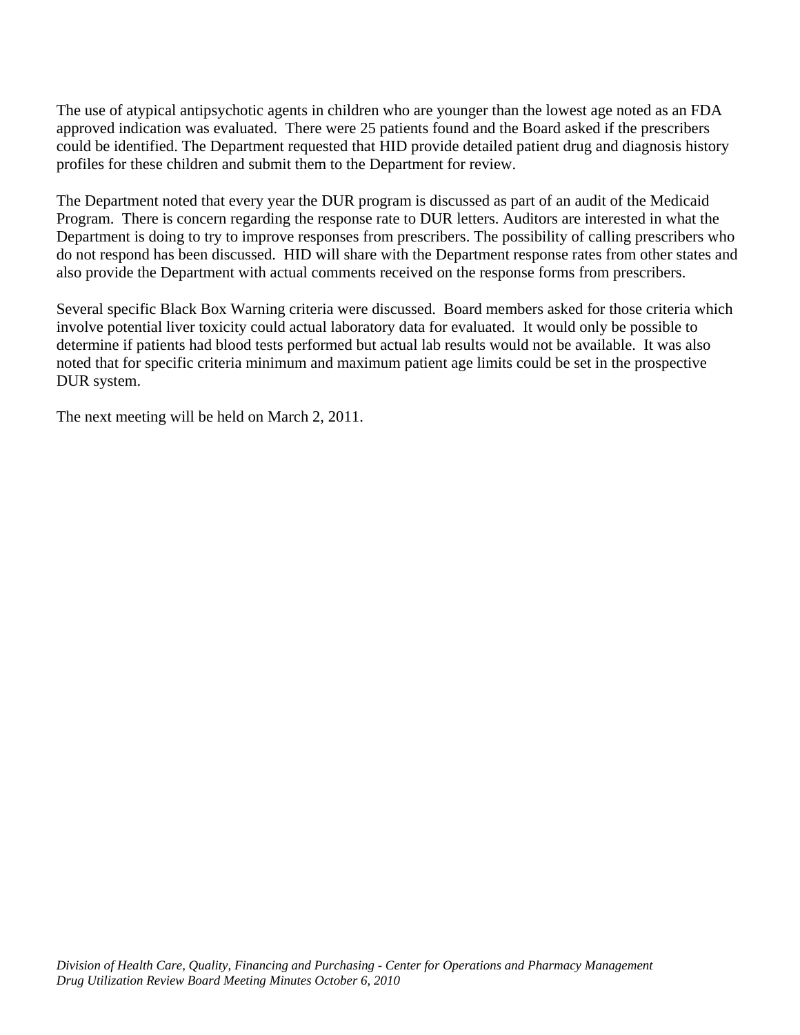The use of atypical antipsychotic agents in children who are younger than the lowest age noted as an FDA approved indication was evaluated. There were 25 patients found and the Board asked if the prescribers could be identified. The Department requested that HID provide detailed patient drug and diagnosis history profiles for these children and submit them to the Department for review.

The Department noted that every year the DUR program is discussed as part of an audit of the Medicaid Program. There is concern regarding the response rate to DUR letters. Auditors are interested in what the Department is doing to try to improve responses from prescribers. The possibility of calling prescribers who do not respond has been discussed. HID will share with the Department response rates from other states and also provide the Department with actual comments received on the response forms from prescribers.

Several specific Black Box Warning criteria were discussed. Board members asked for those criteria which involve potential liver toxicity could actual laboratory data for evaluated. It would only be possible to determine if patients had blood tests performed but actual lab results would not be available. It was also noted that for specific criteria minimum and maximum patient age limits could be set in the prospective DUR system.

The next meeting will be held on March 2, 2011.